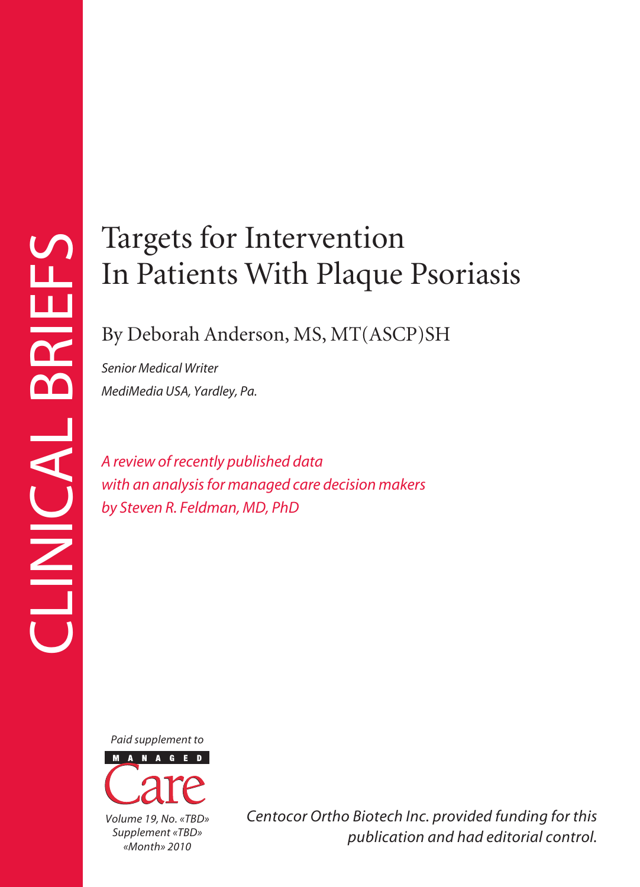CLINICAL BRIEFS

# Targets for Intervention In Patients With Plaque Psoriasis

## By Deborah Anderson, MS, MT(ASCP)SH

*Senior Medical Writer*
*MediMedia USA, Yardley, Pa.*

*A review of recently published data with an analysis for managed care decision makers by Steven R. Feldman, MD, PhD*

*Paid supplement to*

MANAGED Care

*Volume 19, No. «TBD» Supplement «TBD» «Month» 2010*

*Centocor Ortho Biotech Inc. provided funding for this publication and had editorial control.*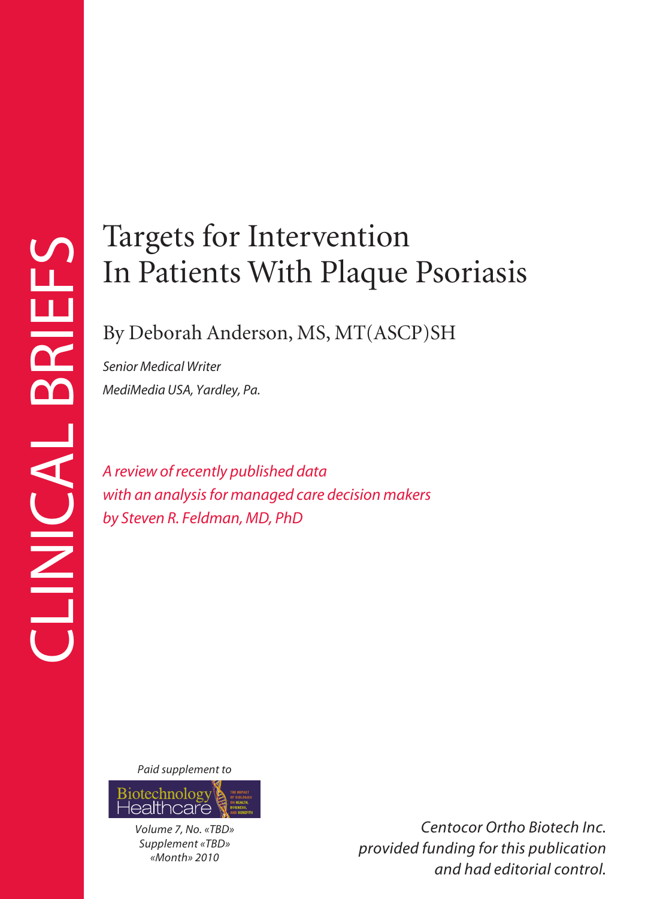CLINICAL BRIEFS

# Targets for Intervention In Patients With Plaque Psoriasis

## By Deborah Anderson, MS, MT(ASCP)SH

*Senior Medical Writer*
*MediMedia USA, Yardley, Pa.*

*A review of recently published data with an analysis for managed care decision makers by Steven R. Feldman, MD, PhD*

*Paid supplement to*

Biotechnology Healthcare

*Volume 7, No. «TBD»*
*Supplement «TBD»*
*«Month» 2010*

*Centocor Ortho Biotech Inc. provided funding for this publication and had editorial control.*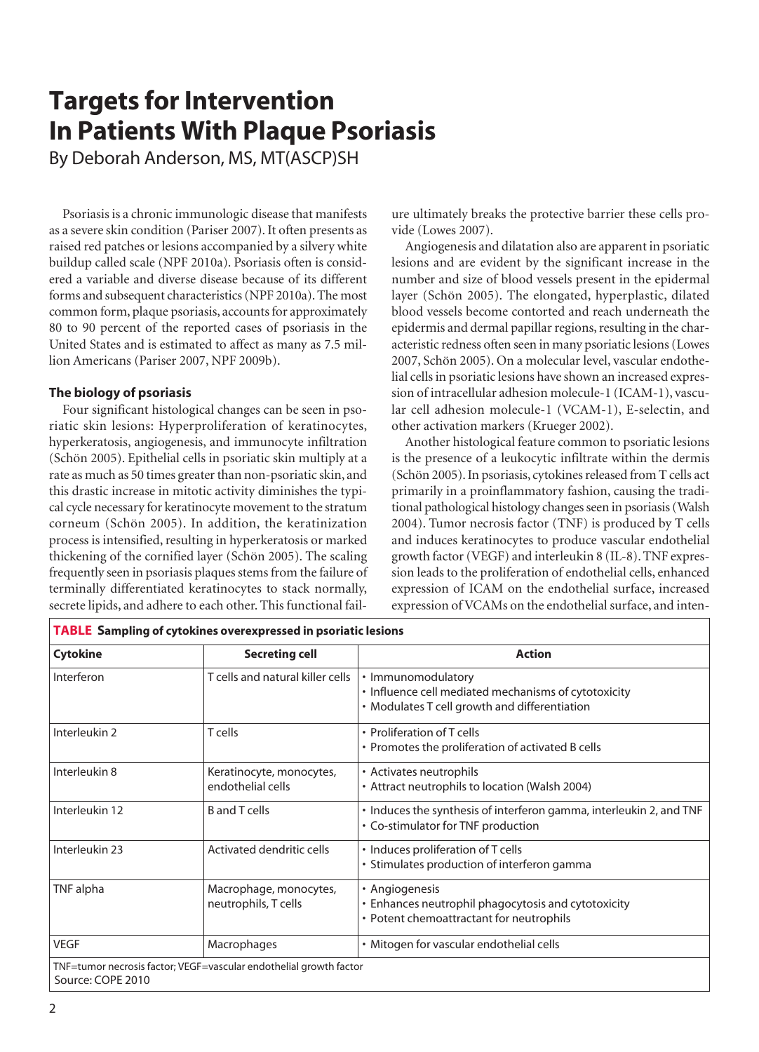# Targets for Intervention In Patients With Plaque Psoriasis

By Deborah Anderson, MS, MT(ASCP)SH

Psoriasis is a chronic immunologic disease that manifests as a severe skin condition (Pariser 2007). It often presents as raised red patches or lesions accompanied by a silvery white buildup called scale (NPF 2010a). Psoriasis often is considered a variable and diverse disease because of its different forms and subsequent characteristics (NPF 2010a). The most common form, plaque psoriasis, accounts for approximately 80 to 90 percent of the reported cases of psoriasis in the United States and is estimated to affect as many as 7.5 million Americans (Pariser 2007, NPF 2009b).

### The biology of psoriasis

Four significant histological changes can be seen in psoriatic skin lesions: Hyperproliferation of keratinocytes, hyperkeratosis, angiogenesis, and immunocyte infiltration (Schön 2005). Epithelial cells in psoriatic skin multiply at a rate as much as 50 times greater than non-psoriatic skin, and this drastic increase in mitotic activity diminishes the typical cycle necessary for keratinocyte movement to the stratum corneum (Schön 2005). In addition, the keratinization process is intensified, resulting in hyperkeratosis or marked thickening of the cornified layer (Schön 2005). The scaling frequently seen in psoriasis plaques stems from the failure of terminally differentiated keratinocytes to stack normally, secrete lipids, and adhere to each other. This functional failure ultimately breaks the protective barrier these cells provide (Lowes 2007).

Angiogenesis and dilatation also are apparent in psoriatic lesions and are evident by the significant increase in the number and size of blood vessels present in the epidermal layer (Schön 2005). The elongated, hyperplastic, dilated blood vessels become contorted and reach underneath the epidermis and dermal papillar regions, resulting in the characteristic redness often seen in many psoriatic lesions (Lowes 2007, Schön 2005). On a molecular level, vascular endothelial cells in psoriatic lesions have shown an increased expression of intracellular adhesion molecule-1 (ICAM-1), vascular cell adhesion molecule-1 (VCAM-1), E-selectin, and other activation markers (Krueger 2002).

Another histological feature common to psoriatic lesions is the presence of a leukocytic infiltrate within the dermis (Schön 2005). In psoriasis, cytokines released from T cells act primarily in a proinflammatory fashion, causing the traditional pathological histology changes seen in psoriasis (Walsh 2004). Tumor necrosis factor (TNF) is produced by T cells and induces keratinocytes to produce vascular endothelial growth factor (VEGF) and interleukin 8 (IL-8). TNF expression leads to the proliferation of endothelial cells, enhanced expression of ICAM on the endothelial surface, increased expression of VCAMs on the endothelial surface, and inten-

**TABLE Sampling of cytokines overexpressed in psoriatic lesions**

| Cytokine | Secreting cell | Action |
|---|---|---|
| Interferon | T cells and natural killer cells | • Immunomodulatory<br>• Influence cell mediated mechanisms of cytotoxicity<br>• Modulates T cell growth and differentiation |
| Interleukin 2 | T cells | • Proliferation of T cells<br>• Promotes the proliferation of activated B cells |
| Interleukin 8 | Keratinocyte, monocytes, endothelial cells | • Activates neutrophils<br>• Attract neutrophils to location (Walsh 2004) |
| Interleukin 12 | B and T cells | • Induces the synthesis of interferon gamma, interleukin 2, and TNF<br>• Co-stimulator for TNF production |
| Interleukin 23 | Activated dendritic cells | • Induces proliferation of T cells<br>• Stimulates production of interferon gamma |
| TNF alpha | Macrophage, monocytes, neutrophils, T cells | • Angiogenesis<br>• Enhances neutrophil phagocytosis and cytotoxicity<br>• Potent chemoattractant for neutrophils |
| VEGF | Macrophages | • Mitogen for vascular endothelial cells |

TNF=tumor necrosis factor; VEGF=vascular endothelial growth factor
Source: COPE 2010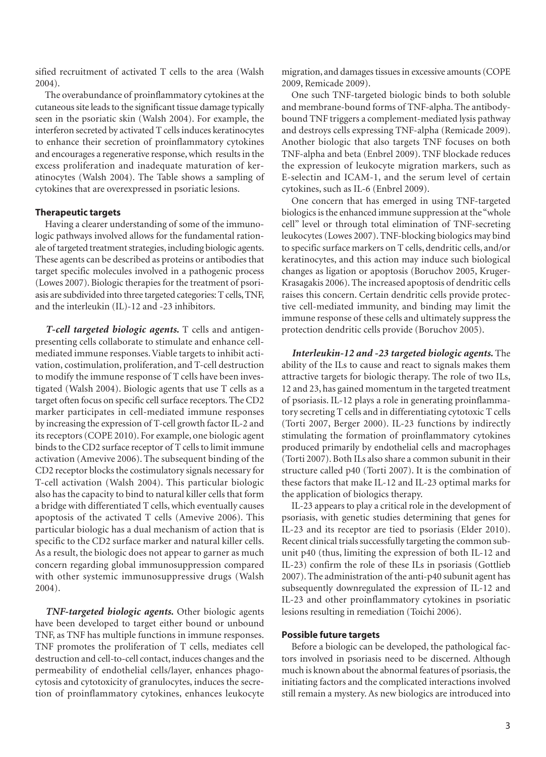sified recruitment of activated T cells to the area (Walsh 2004).

The overabundance of proinflammatory cytokines at the cutaneous site leads to the significant tissue damage typically seen in the psoriatic skin (Walsh 2004). For example, the interferon secreted by activated T cells induces keratinocytes to enhance their secretion of proinflammatory cytokines and encourages a regenerative response, which results in the excess proliferation and inadequate maturation of keratinocytes (Walsh 2004). The Table shows a sampling of cytokines that are overexpressed in psoriatic lesions.

### Therapeutic targets

Having a clearer understanding of some of the immunologic pathways involved allows for the fundamental rationale of targeted treatment strategies, including biologic agents. These agents can be described as proteins or antibodies that target specific molecules involved in a pathogenic process (Lowes 2007). Biologic therapies for the treatment of psoriasis are subdivided into three targeted categories: T cells, TNF, and the interleukin (IL)-12 and -23 inhibitors.

***T-cell targeted biologic agents.*** T cells and antigen-presenting cells collaborate to stimulate and enhance cell-mediated immune responses. Viable targets to inhibit activation, costimulation, proliferation, and T-cell destruction to modify the immune response of T cells have been investigated (Walsh 2004). Biologic agents that use T cells as a target often focus on specific cell surface receptors. The CD2 marker participates in cell-mediated immune responses by increasing the expression of T-cell growth factor IL-2 and its receptors (COPE 2010). For example, one biologic agent binds to the CD2 surface receptor of T cells to limit immune activation (Amevive 2006). The subsequent binding of the CD2 receptor blocks the costimulatory signals necessary for T-cell activation (Walsh 2004). This particular biologic also has the capacity to bind to natural killer cells that form a bridge with differentiated T cells, which eventually causes apoptosis of the activated T cells (Amevive 2006). This particular biologic has a dual mechanism of action that is specific to the CD2 surface marker and natural killer cells. As a result, the biologic does not appear to garner as much concern regarding global immunosuppression compared with other systemic immunosuppressive drugs (Walsh 2004).

***TNF-targeted biologic agents.*** Other biologic agents have been developed to target either bound or unbound TNF, as TNF has multiple functions in immune responses. TNF promotes the proliferation of T cells, mediates cell destruction and cell-to-cell contact, induces changes and the permeability of endothelial cells/layer, enhances phagocytosis and cytotoxicity of granulocytes, induces the secretion of proinflammatory cytokines, enhances leukocyte migration, and damages tissues in excessive amounts (COPE 2009, Remicade 2009).

One such TNF-targeted biologic binds to both soluble and membrane-bound forms of TNF-alpha. The antibody-bound TNF triggers a complement-mediated lysis pathway and destroys cells expressing TNF-alpha (Remicade 2009). Another biologic that also targets TNF focuses on both TNF-alpha and beta (Enbrel 2009). TNF blockade reduces the expression of leukocyte migration markers, such as E-selectin and ICAM-1, and the serum level of certain cytokines, such as IL-6 (Enbrel 2009).

One concern that has emerged in using TNF-targeted biologics is the enhanced immune suppression at the "whole cell" level or through total elimination of TNF-secreting leukocytes (Lowes 2007). TNF-blocking biologics may bind to specific surface markers on T cells, dendritic cells, and/or keratinocytes, and this action may induce such biological changes as ligation or apoptosis (Boruchov 2005, Kruger-Krasagakis 2006). The increased apoptosis of dendritic cells raises this concern. Certain dendritic cells provide protective cell-mediated immunity, and binding may limit the immune response of these cells and ultimately suppress the protection dendritic cells provide (Boruchov 2005).

***Interleukin-12 and -23 targeted biologic agents.*** The ability of the ILs to cause and react to signals makes them attractive targets for biologic therapy. The role of two ILs, 12 and 23, has gained momentum in the targeted treatment of psoriasis. IL-12 plays a role in generating proinflammatory secreting T cells and in differentiating cytotoxic T cells (Torti 2007, Berger 2000). IL-23 functions by indirectly stimulating the formation of proinflammatory cytokines produced primarily by endothelial cells and macrophages (Torti 2007). Both ILs also share a common subunit in their structure called p40 (Torti 2007). It is the combination of these factors that make IL-12 and IL-23 optimal marks for the application of biologics therapy.

IL-23 appears to play a critical role in the development of psoriasis, with genetic studies determining that genes for IL-23 and its receptor are tied to psoriasis (Elder 2010). Recent clinical trials successfully targeting the common subunit p40 (thus, limiting the expression of both IL-12 and IL-23) confirm the role of these ILs in psoriasis (Gottlieb 2007). The administration of the anti-p40 subunit agent has subsequently downregulated the expression of IL-12 and IL-23 and other proinflammatory cytokines in psoriatic lesions resulting in remediation (Toichi 2006).

### Possible future targets

Before a biologic can be developed, the pathological factors involved in psoriasis need to be discerned. Although much is known about the abnormal features of psoriasis, the initiating factors and the complicated interactions involved still remain a mystery. As new biologics are introduced into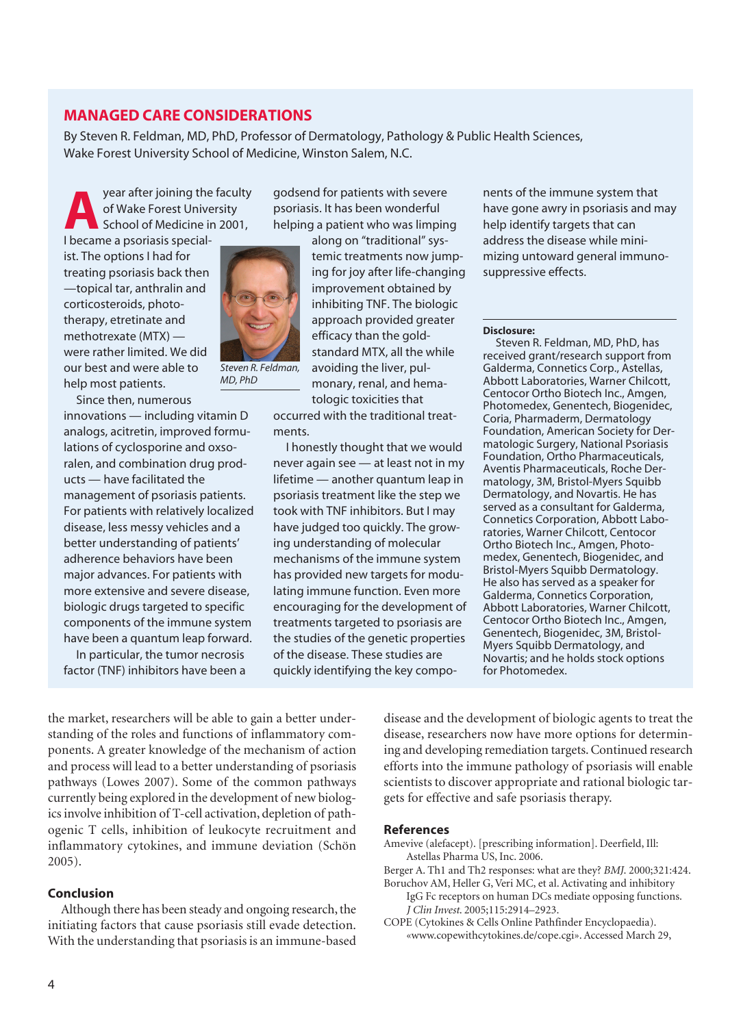## MANAGED CARE CONSIDERATIONS

By Steven R. Feldman, MD, PhD, Professor of Dermatology, Pathology & Public Health Sciences, Wake Forest University School of Medicine, Winston Salem, N.C.

A year after joining the faculty of Wake Forest University School of Medicine in 2001, I became a psoriasis specialist. The options I had for treating psoriasis back then —topical tar, anthralin and corticosteroids, phototherapy, etretinate and methotrexate (MTX) — were rather limited. We did our best and were able to help most patients.

*Steven R. Feldman, MD, PhD*

Since then, numerous innovations — including vitamin D analogs, acitretin, improved formulations of cyclosporine and oxsoralen, and combination drug products — have facilitated the management of psoriasis patients. For patients with relatively localized disease, less messy vehicles and a better understanding of patients' adherence behaviors have been major advances. For patients with more extensive and severe disease, biologic drugs targeted to specific components of the immune system have been a quantum leap forward.

In particular, the tumor necrosis factor (TNF) inhibitors have been a godsend for patients with severe psoriasis. It has been wonderful helping a patient who was limping along on "traditional" systemic treatments now jumping for joy after life-changing improvement obtained by inhibiting TNF. The biologic approach provided greater efficacy than the gold-standard MTX, all the while avoiding the liver, pulmonary, renal, and hematologic toxicities that occurred with the traditional treatments.

I honestly thought that we would never again see — at least not in my lifetime — another quantum leap in psoriasis treatment like the step we took with TNF inhibitors. But I may have judged too quickly. The growing understanding of molecular mechanisms of the immune system has provided new targets for modulating immune function. Even more encouraging for the development of treatments targeted to psoriasis are the studies of the genetic properties of the disease. These studies are quickly identifying the key components of the immune system that have gone awry in psoriasis and may help identify targets that can address the disease while minimizing untoward general immunosuppressive effects.

**Disclosure:**
Steven R. Feldman, MD, PhD, has received grant/research support from Galderma, Connetics Corp., Astellas, Abbott Laboratories, Warner Chilcott, Centocor Ortho Biotech Inc., Amgen, Photomedex, Genentech, Biogenidec, Coria, Pharmaderm, Dermatology Foundation, American Society for Dermatologic Surgery, National Psoriasis Foundation, Ortho Pharmaceuticals, Aventis Pharmaceuticals, Roche Dermatology, 3M, Bristol-Myers Squibb Dermatology, and Novartis. He has served as a consultant for Galderma, Connetics Corporation, Abbott Laboratories, Warner Chilcott, Centocor Ortho Biotech Inc., Amgen, Photomedex, Genentech, Biogenidec, and Bristol-Myers Squibb Dermatology. He also has served as a speaker for Galderma, Connetics Corporation, Abbott Laboratories, Warner Chilcott, Centocor Ortho Biotech Inc., Amgen, Genentech, Biogenidec, 3M, Bristol-Myers Squibb Dermatology, and Novartis; and he holds stock options for Photomedex.

---

the market, researchers will be able to gain a better understanding of the roles and functions of inflammatory components. A greater knowledge of the mechanism of action and process will lead to a better understanding of psoriasis pathways (Lowes 2007). Some of the common pathways currently being explored in the development of new biologics involve inhibition of T-cell activation, depletion of pathogenic T cells, inhibition of leukocyte recruitment and inflammatory cytokines, and immune deviation (Schön 2005).

### Conclusion

Although there has been steady and ongoing research, the initiating factors that cause psoriasis still evade detection. With the understanding that psoriasis is an immune-based disease and the development of biologic agents to treat the disease, researchers now have more options for determining and developing remediation targets. Continued research efforts into the immune pathology of psoriasis will enable scientists to discover appropriate and rational biologic targets for effective and safe psoriasis therapy.

### References

Amevive (alefacept). [prescribing information]. Deerfield, Ill: Astellas Pharma US, Inc. 2006.

Berger A. Th1 and Th2 responses: what are they? *BMJ*. 2000;321:424.

Boruchov AM, Heller G, Veri MC, et al. Activating and inhibitory IgG Fc receptors on human DCs mediate opposing functions. *J Clin Invest*. 2005;115:2914–2923.

COPE (Cytokines & Cells Online Pathfinder Encyclopaedia). «www.copewithcytokines.de/cope.cgi». Accessed March 29,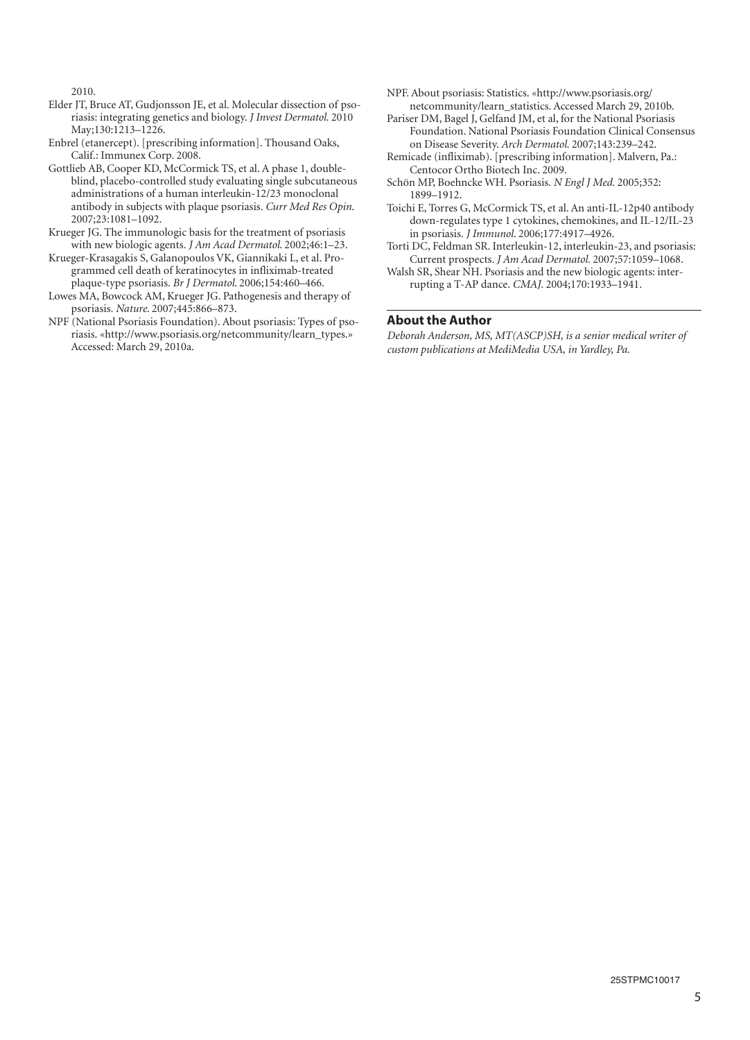2010.

Elder JT, Bruce AT, Gudjonsson JE, et al. Molecular dissection of psoriasis: integrating genetics and biology. *J Invest Dermatol*. 2010 May;130:1213–1226.

Enbrel (etanercept). [prescribing information]. Thousand Oaks, Calif.: Immunex Corp. 2008.

Gottlieb AB, Cooper KD, McCormick TS, et al. A phase 1, double-blind, placebo-controlled study evaluating single subcutaneous administrations of a human interleukin-12/23 monoclonal antibody in subjects with plaque psoriasis. *Curr Med Res Opin*. 2007;23:1081–1092.

Krueger JG. The immunologic basis for the treatment of psoriasis with new biologic agents. *J Am Acad Dermatol*. 2002;46:1–23.

Krueger-Krasagakis S, Galanopoulos VK, Giannikaki L, et al. Programmed cell death of keratinocytes in infliximab-treated plaque-type psoriasis. *Br J Dermatol*. 2006;154:460–466.

Lowes MA, Bowcock AM, Krueger JG. Pathogenesis and therapy of psoriasis. *Nature*. 2007;445:866–873.

NPF (National Psoriasis Foundation). About psoriasis: Types of psoriasis. «http://www.psoriasis.org/netcommunity/learn_types.» Accessed: March 29, 2010a.

NPF. About psoriasis: Statistics. «http://www.psoriasis.org/netcommunity/learn_statistics. Accessed March 29, 2010b.

Pariser DM, Bagel J, Gelfand JM, et al, for the National Psoriasis Foundation. National Psoriasis Foundation Clinical Consensus on Disease Severity. *Arch Dermatol*. 2007;143:239–242.

Remicade (infliximab). [prescribing information]. Malvern, Pa.: Centocor Ortho Biotech Inc. 2009.

Schön MP, Boehncke WH. Psoriasis. *N Engl J Med*. 2005;352: 1899–1912.

Toichi E, Torres G, McCormick TS, et al. An anti-IL-12p40 antibody down-regulates type 1 cytokines, chemokines, and IL-12/IL-23 in psoriasis. *J Immunol*. 2006;177:4917–4926.

Torti DC, Feldman SR. Interleukin-12, interleukin-23, and psoriasis: Current prospects. *J Am Acad Dermatol*. 2007;57:1059–1068.

Walsh SR, Shear NH. Psoriasis and the new biologic agents: interrupting a T-AP dance. *CMAJ*. 2004;170:1933–1941.

## About the Author

*Deborah Anderson, MS, MT(ASCP)SH, is a senior medical writer of custom publications at MediMedia USA, in Yardley, Pa.*

25STPMC10017